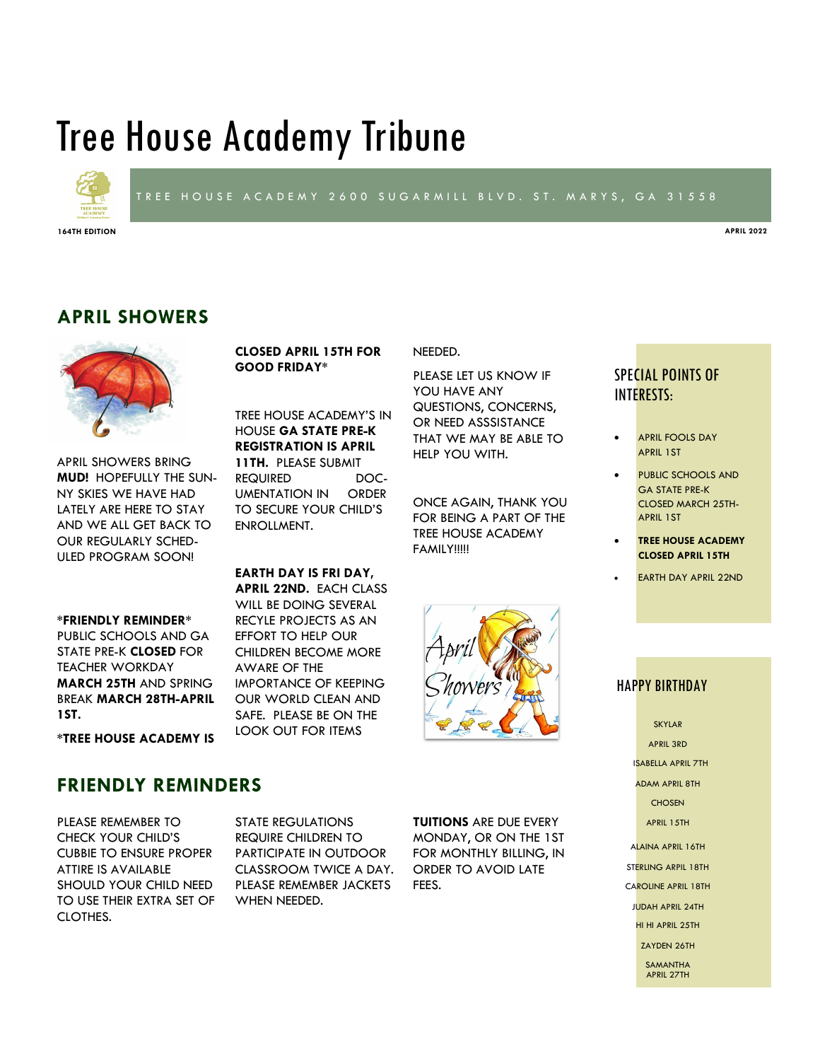# Tree House Academy Tribune

TREE HOUSE ACADEMY 2600 SUGARMILL BLVD. ST. MARYS, GA 31558

**164TH EDITION** **APRIL 2022**

## APRIL SHOWERS

APRIL SHOWERS BRING **MUD!** HOPEFULLY THE SUNNY SKIES WE HAVE HAD LATELY ARE HERE TO STAY AND WE ALL GET BACK TO OUR REGULARLY SCHEDULED PROGRAM SOON!

*__FRIENDLY REMINDER__* PUBLIC SCHOOLS AND GA STATE PRE-K **CLOSED** FOR TEACHER WORKDAY **MARCH 25TH** AND SPRING BREAK **MARCH 28TH-APRIL 1ST.**

*__TREE HOUSE ACADEMY IS CLOSED APRIL 15TH FOR GOOD FRIDAY__*

TREE HOUSE ACADEMY'S IN HOUSE **GA STATE PRE-K REGISTRATION IS APRIL 11TH.** PLEASE SUBMIT REQUIRED DOCUMENTATION IN ORDER TO SECURE YOUR CHILD'S ENROLLMENT.

**EARTH DAY IS FRI DAY, APRIL 22ND.** EACH CLASS WILL BE DOING SEVERAL RECYLE PROJECTS AS AN EFFORT TO HELP OUR CHILDREN BECOME MORE AWARE OF THE IMPORTANCE OF KEEPING OUR WORLD CLEAN AND SAFE. PLEASE BE ON THE LOOK OUT FOR ITEMS NEEDED.

PLEASE LET US KNOW IF YOU HAVE ANY QUESTIONS, CONCERNS, OR NEED ASSSISTANCE THAT WE MAY BE ABLE TO HELP YOU WITH.

ONCE AGAIN, THANK YOU FOR BEING A PART OF THE TREE HOUSE ACADEMY FAMILY!!!!!

## FRIENDLY REMINDERS

PLEASE REMEMBER TO CHECK YOUR CHILD'S CUBBIE TO ENSURE PROPER ATTIRE IS AVAILABLE SHOULD YOUR CHILD NEED TO USE THEIR EXTRA SET OF CLOTHES.

STATE REGULATIONS REQUIRE CHILDREN TO PARTICIPATE IN OUTDOOR CLASSROOM TWICE A DAY. PLEASE REMEMBER JACKETS WHEN NEEDED.

**TUITIONS** ARE DUE EVERY MONDAY, OR ON THE 1ST FOR MONTHLY BILLING, IN ORDER TO AVOID LATE FEES.

### SPECIAL POINTS OF INTERESTS:

- APRIL FOOLS DAY APRIL 1ST
- PUBLIC SCHOOLS AND GA STATE PRE-K CLOSED MARCH 25TH-APRIL 1ST
- **TREE HOUSE ACADEMY CLOSED APRIL 15TH**
- EARTH DAY APRIL 22ND

### HAPPY BIRTHDAY

SKYLAR APRIL 3RD

ISABELLA APRIL 7TH

ADAM APRIL 8TH

CHOSEN APRIL 15TH

ALAINA APRIL 16TH

STERLING APRIL 18TH

CAROLINE APRIL 18TH

JUDAH APRIL 24TH

HI HI APRIL 25TH

ZAYDEN 26TH

SAMANTHA APRIL 27TH